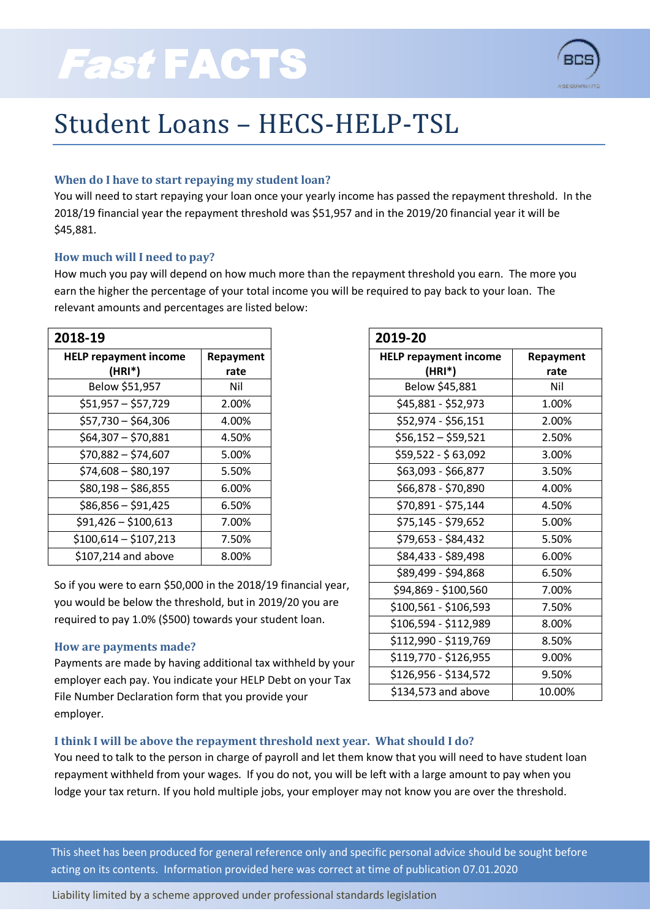# Fast FACTS

## Student Loans – HECS-HELP-TSL

### When do I have to start repaying my student loan?

You will need to start repaying your loan once your yearly income has passed the repayment threshold. In the 2018/19 financial year the repayment threshold was $51,957 and in the 2019/20 financial year it will be $45,881.

### How much will I need to pay?

How much you pay will depend on how much more than the repayment threshold you earn. The more you earn the higher the percentage of your total income you will be required to pay back to your loan. The relevant amounts and percentages are listed below:

**2018-19**

| HELP repayment income (HRI*) | Repayment rate |
|---|---|
| Below $51,957 | Nil |
| $51,957 – $57,729 | 2.00% |
| $57,730 – $64,306 | 4.00% |
| $64,307 – $70,881 | 4.50% |
| $70,882 – $74,607 | 5.00% |
| $74,608 – $80,197 | 5.50% |
| $80,198 – $86,855 | 6.00% |
| $86,856 – $91,425 | 6.50% |
| $91,426 – $100,613 | 7.00% |
| $100,614 – $107,213 | 7.50% |
| $107,214 and above | 8.00% |

**2019-20**

| HELP repayment income (HRI*) | Repayment rate |
|---|---|
| Below $45,881 | Nil |
| $45,881 - $52,973 | 1.00% |
| $52,974 - $56,151 | 2.00% |
| $56,152 – $59,521 | 2.50% |
| $59,522 - $ 63,092 | 3.00% |
| $63,093 - $66,877 | 3.50% |
| $66,878 - $70,890 | 4.00% |
| $70,891 - $75,144 | 4.50% |
| $75,145 - $79,652 | 5.00% |
| $79,653 - $84,432 | 5.50% |
| $84,433 - $89,498 | 6.00% |
| $89,499 - $94,868 | 6.50% |
| $94,869 - $100,560 | 7.00% |
| $100,561 - $106,593 | 7.50% |
| $106,594 - $112,989 | 8.00% |
| $112,990 - $119,769 | 8.50% |
| $119,770 - $126,955 | 9.00% |
| $126,956 - $134,572 | 9.50% |
| $134,573 and above | 10.00% |

So if you were to earn $50,000 in the 2018/19 financial year, you would be below the threshold, but in 2019/20 you are required to pay 1.0% ($500) towards your student loan.

### How are payments made?

Payments are made by having additional tax withheld by your employer each pay. You indicate your HELP Debt on your Tax File Number Declaration form that you provide your employer.

### I think I will be above the repayment threshold next year. What should I do?

You need to talk to the person in charge of payroll and let them know that you will need to have student loan repayment withheld from your wages. If you do not, you will be left with a large amount to pay when you lodge your tax return. If you hold multiple jobs, your employer may not know you are over the threshold.

This sheet has been produced for general reference only and specific personal advice should be sought before acting on its contents. Information provided here was correct at time of publication 07.01.2020

Liability limited by a scheme approved under professional standards legislation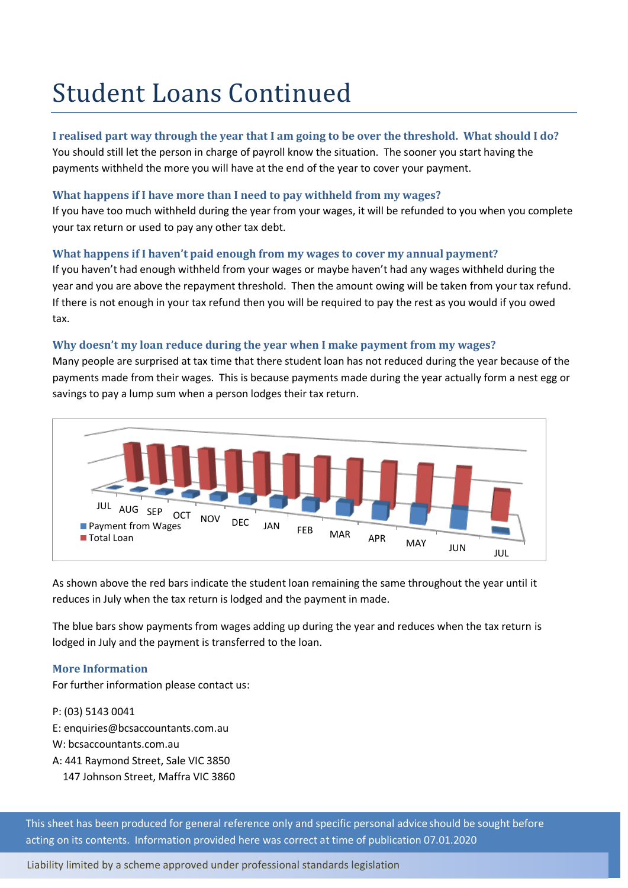# Student Loans Continued

### I realised part way through the year that I am going to be over the threshold. What should I do?

You should still let the person in charge of payroll know the situation. The sooner you start having the payments withheld the more you will have at the end of the year to cover your payment.

### What happens if I have more than I need to pay withheld from my wages?

If you have too much withheld during the year from your wages, it will be refunded to you when you complete your tax return or used to pay any other tax debt.

### What happens if I haven't paid enough from my wages to cover my annual payment?

If you haven't had enough withheld from your wages or maybe haven't had any wages withheld during the year and you are above the repayment threshold. Then the amount owing will be taken from your tax refund. If there is not enough in your tax refund then you will be required to pay the rest as you would if you owed tax.

### Why doesn't my loan reduce during the year when I make payment from my wages?

Many people are surprised at tax time that there student loan has not reduced during the year because of the payments made from their wages. This is because payments made during the year actually form a nest egg or savings to pay a lump sum when a person lodges their tax return.

JUL AUG SEP OCT NOV DEC JAN FEB MAR APR MAY JUN JUL

Payment from Wages
Total Loan

As shown above the red bars indicate the student loan remaining the same throughout the year until it reduces in July when the tax return is lodged and the payment in made.

The blue bars show payments from wages adding up during the year and reduces when the tax return is lodged in July and the payment is transferred to the loan.

### More Information

For further information please contact us:

P: (03) 5143 0041
E: enquiries@bcsaccountants.com.au
W: bcsaccountants.com.au
A: 441 Raymond Street, Sale VIC 3850
147 Johnson Street, Maffra VIC 3860

This sheet has been produced for general reference only and specific personal advice should be sought before acting on its contents. Information provided here was correct at time of publication 07.01.2020

Liability limited by a scheme approved under professional standards legislation